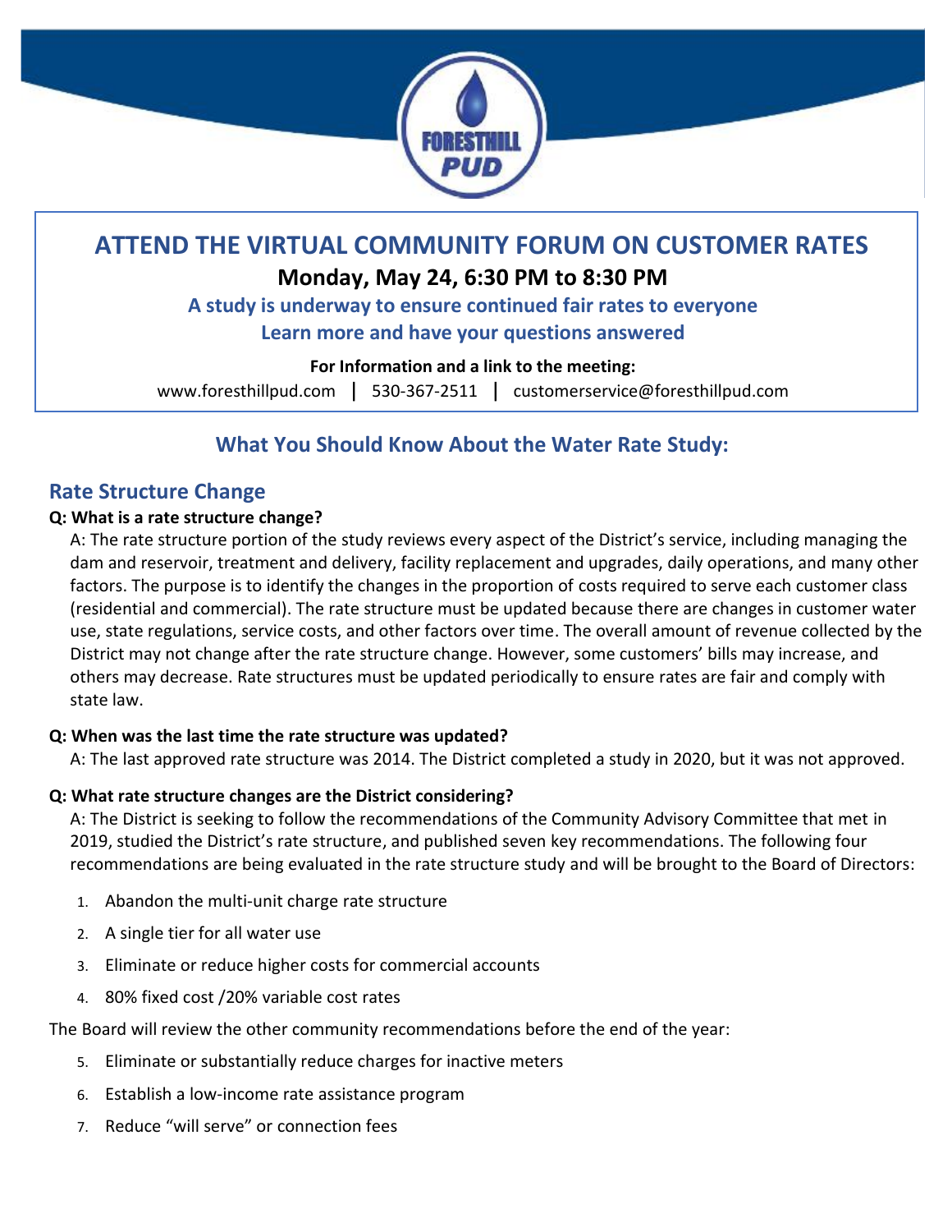# ATTEND THE VIRTUAL COMMUNITY FORUM ON CUSTOMER RATES

**Monday, May 24, 6:30 PM to 8:30 PM**

**A study is underway to ensure continued fair rates to everyone**

**Learn more and have your questions answered**

**For Information and a link to the meeting:**

www.foresthillpud.com | 530-367-2511 | customerservice@foresthillpud.com

## What You Should Know About the Water Rate Study:

### Rate Structure Change

**Q: What is a rate structure change?**

A: The rate structure portion of the study reviews every aspect of the District's service, including managing the dam and reservoir, treatment and delivery, facility replacement and upgrades, daily operations, and many other factors. The purpose is to identify the changes in the proportion of costs required to serve each customer class (residential and commercial). The rate structure must be updated because there are changes in customer water use, state regulations, service costs, and other factors over time. The overall amount of revenue collected by the District may not change after the rate structure change. However, some customers' bills may increase, and others may decrease. Rate structures must be updated periodically to ensure rates are fair and comply with state law.

**Q: When was the last time the rate structure was updated?**

A: The last approved rate structure was 2014. The District completed a study in 2020, but it was not approved.

**Q: What rate structure changes are the District considering?**

A: The District is seeking to follow the recommendations of the Community Advisory Committee that met in 2019, studied the District's rate structure, and published seven key recommendations. The following four recommendations are being evaluated in the rate structure study and will be brought to the Board of Directors:

1. Abandon the multi-unit charge rate structure
2. A single tier for all water use
3. Eliminate or reduce higher costs for commercial accounts
4. 80% fixed cost /20% variable cost rates

The Board will review the other community recommendations before the end of the year:

5. Eliminate or substantially reduce charges for inactive meters
6. Establish a low-income rate assistance program
7. Reduce "will serve" or connection fees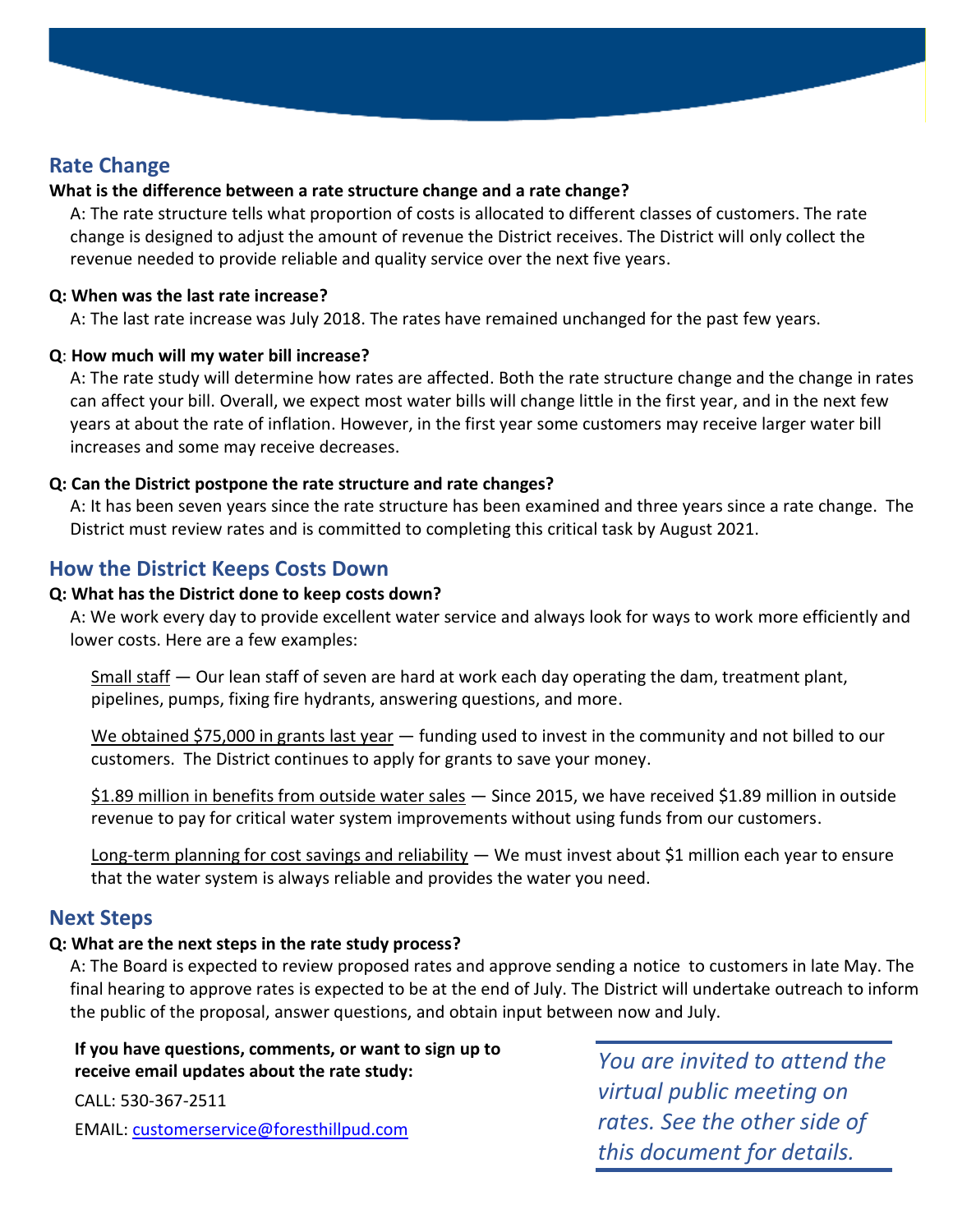## Rate Change

**What is the difference between a rate structure change and a rate change?**

A: The rate structure tells what proportion of costs is allocated to different classes of customers. The rate change is designed to adjust the amount of revenue the District receives. The District will only collect the revenue needed to provide reliable and quality service over the next five years.

**Q: When was the last rate increase?**

A: The last rate increase was July 2018. The rates have remained unchanged for the past few years.

**Q: How much will my water bill increase?**

A: The rate study will determine how rates are affected. Both the rate structure change and the change in rates can affect your bill. Overall, we expect most water bills will change little in the first year, and in the next few years at about the rate of inflation. However, in the first year some customers may receive larger water bill increases and some may receive decreases.

**Q: Can the District postpone the rate structure and rate changes?**

A: It has been seven years since the rate structure has been examined and three years since a rate change. The District must review rates and is committed to completing this critical task by August 2021.

## How the District Keeps Costs Down

**Q: What has the District done to keep costs down?**

A: We work every day to provide excellent water service and always look for ways to work more efficiently and lower costs. Here are a few examples:

Small staff — Our lean staff of seven are hard at work each day operating the dam, treatment plant, pipelines, pumps, fixing fire hydrants, answering questions, and more.

We obtained $75,000 in grants last year — funding used to invest in the community and not billed to our customers. The District continues to apply for grants to save your money.

$1.89 million in benefits from outside water sales — Since 2015, we have received $1.89 million in outside revenue to pay for critical water system improvements without using funds from our customers.

Long-term planning for cost savings and reliability — We must invest about $1 million each year to ensure that the water system is always reliable and provides the water you need.

## Next Steps

**Q: What are the next steps in the rate study process?**

A: The Board is expected to review proposed rates and approve sending a notice to customers in late May. The final hearing to approve rates is expected to be at the end of July. The District will undertake outreach to inform the public of the proposal, answer questions, and obtain input between now and July.

**If you have questions, comments, or want to sign up to receive email updates about the rate study:**

CALL: 530-367-2511

EMAIL: customerservice@foresthillpud.com

*You are invited to attend the virtual public meeting on rates. See the other side of this document for details.*